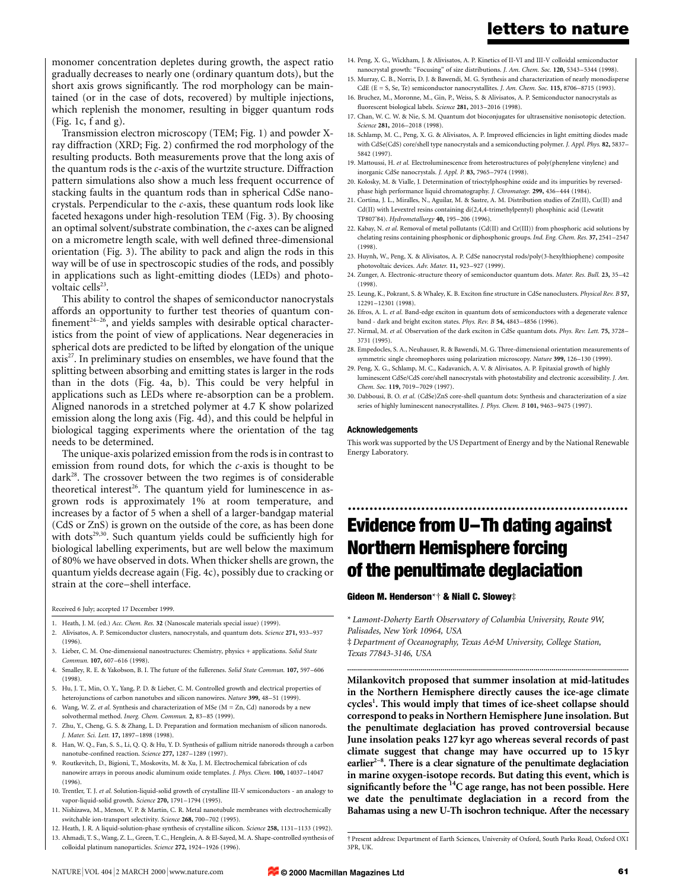monomer concentration depletes during growth, the aspect ratio gradually decreases to nearly one (ordinary quantum dots), but the short axis grows significantly. The rod morphology can be maintained (or in the case of dots, recovered) by multiple injections, which replenish the monomer, resulting in bigger quantum rods (Fig. 1c, f and g).

Transmission electron microscopy (TEM; Fig. 1) and powder X-ray diffraction (XRD; Fig. 2) confirmed the rod morphology of the resulting products. Both measurements prove that the long axis of the quantum rods is the *c*-axis of the wurtzite structure. Diffraction pattern simulations also show a much less frequent occurrence of stacking faults in the quantum rods than in spherical CdSe nanocrystals. Perpendicular to the *c*-axis, these quantum rods look like faceted hexagons under high-resolution TEM (Fig. 3). By choosing an optimal solvent/substrate combination, the *c*-axes can be aligned on a micrometre length scale, with well defined three-dimensional orientation (Fig. 3). The ability to pack and align the rods in this way will be of use in spectroscopic studies of the rods, and possibly in applications such as light-emitting diodes (LEDs) and photovoltaic cells[23].

This ability to control the shapes of semiconductor nanocrystals affords an opportunity to further test theories of quantum confinement[24–26], and yields samples with desirable optical characteristics from the point of view of applications. Near degeneracies in spherical dots are predicted to be lifted by elongation of the unique axis[27]. In preliminary studies on ensembles, we have found that the splitting between absorbing and emitting states is larger in the rods than in the dots (Fig. 4a, b). This could be very helpful in applications such as LEDs where re-absorption can be a problem. Aligned nanorods in a stretched polymer at 4.7 K show polarized emission along the long axis (Fig. 4d), and this could be helpful in biological tagging experiments where the orientation of the tag needs to be determined.

The unique-axis polarized emission from the rods is in contrast to emission from round dots, for which the *c*-axis is thought to be dark[28]. The crossover between the two regimes is of considerable theoretical interest[26]. The quantum yield for luminescence in as-grown rods is approximately 1% at room temperature, and increases by a factor of 5 when a shell of a larger-bandgap material (CdS or ZnS) is grown on the outside of the core, as has been done with dots[29,30]. Such quantum yields could be sufficiently high for biological labelling experiments, but are well below the maximum of 80% we have observed in dots. When thicker shells are grown, the quantum yields decrease again (Fig. 4c), possibly due to cracking or strain at the core–shell interface.

Received 6 July; accepted 17 December 1999.

1. Heath, J. M. (ed.) *Acc. Chem. Res.* **32** (Nanoscale materials special issue) (1999).
2. Alivisatos, A. P. Semiconductor clusters, nanocrystals, and quantum dots. *Science* **271,** 933–937 (1996).
3. Lieber, C. M. One-dimensional nanostructures: Chemistry, physics + applications. *Solid State Commun.* **107,** 607–616 (1998).
4. Smalley, R. E. & Yakobson, B. I. The future of the fullerenes. *Solid State Commun.* **107,** 597–606 (1998).
5. Hu, J. T., Min, O. Y., Yang, P. D. & Lieber, C. M. Controlled growth and electrical properties of heterojunctions of carbon nanotubes and silicon nanowires. *Nature* **399,** 48–51 (1999).
6. Wang, W. Z. *et al.* Synthesis and characterization of MSe (M = Zn, Cd) nanorods by a new solvothermal method. *Inorg. Chem. Commun.* **2,** 83–85 (1999).
7. Zhu, Y., Cheng, G. S. & Zhang, L. D. Preparation and formation mechanism of silicon nanorods. *J. Mater. Sci. Lett.* **17,** 1897–1898 (1998).
8. Han, W. Q., Fan, S. S., Li, Q. Q. & Hu, Y. D. Synthesis of gallium nitride nanorods through a carbon nanotube-confined reaction. *Science* **277,** 1287–1289 (1997).
9. Routkevitch, D., Bigioni, T., Moskovits, M. & Xu, J. M. Electrochemical fabrication of cds nanowire arrays in porous anodic aluminum oxide templates. *J. Phys. Chem.* **100,** 14037–14047 (1996).
10. Trentler, T. J. *et al.* Solution-liquid-solid growth of crystalline III-V semiconductors - an analogy to vapor-liquid-solid growth. *Science* **270,** 1791–1794 (1995).
11. Nishizawa, M., Menon, V. P. & Martin, C. R. Metal nanotubule membranes with electrochemically switchable ion-transport selectivity. *Science* **268,** 700–702 (1995).
12. Heath, J. R. A liquid-solution-phase synthesis of crystalline silicon. *Science* **258,** 1131–1133 (1992).
13. Ahmadi, T. S., Wang, Z. L., Green, T. C., Henglein, A. & El-Sayed, M. A. Shape-controlled synthesis of colloidal platinum nanoparticles. *Science* **272,** 1924–1926 (1996).
14. Peng, X. G., Wickham, J. & Alivisatos, A. P. Kinetics of II-VI and III-V colloidal semiconductor nanocrystal growth: "Focusing" of size distributions. *J. Am. Chem. Soc.* **120,** 5343–5344 (1998).
15. Murray, C. B., Norris, D. J. & Bawendi, M. G. Synthesis and characterization of nearly monodisperse CdE (E = S, Se, Te) semiconductor nanocrystallites. *J. Am. Chem. Soc.* **115,** 8706–8715 (1993).
16. Bruchez, M., Moronne, M., Gin, P., Weiss, S. & Alivisatos, A. P. Semiconductor nanocrystals as fluorescent biological labels. *Science* **281,** 2013–2016 (1998).
17. Chan, W. C. W. & Nie, S. M. Quantum dot bioconjugates for ultrasensitive nonisotopic detection. *Science* **281,** 2016–2018 (1998).
18. Schlamp, M. C., Peng, X. G. & Alivisatos, A. P. Improved efficiencies in light emitting diodes made with CdSe(CdS) core/shell type nanocrystals and a semiconducting polymer. *J. Appl. Phys.* **82,** 5837–5842 (1997).
19. Mattoussi, H. *et al.* Electroluminescence from heterostructures of poly(phenylene vinylene) and inorganic CdSe nanocrystals. *J. Appl. P.* **83,** 7965–7974 (1998).
20. Kolosky, M. & Vialle, J. Determination of trioctylphosphine oxide and its impurities by reversed-phase high performance liquid chromatography. *J. Chromatogr.* **299,** 436–444 (1984).
21. Cortina, J. L., Miralles, N., Aguilar, M. & Sastre, A. M. Distribution studies of Zn(II), Cu(II) and Cd(II) with Levextrel resins containing di(2,4,4-trimethylpentyl) phosphinic acid (Lewatit TP807'84). *Hydrometallurgy* **40,** 195–206 (1996).
22. Kabay, N. *et al.* Removal of metal pollutants (Cd(II) and Cr(III)) from phosphoric acid solutions by chelating resins containing phosphonic or diphosphonic groups. *Ind. Eng. Chem. Res.* **37,** 2541–2547 (1998).
23. Huynh, W., Peng, X. & Alivisatos, A. P. CdSe nanocrystal rods/poly(3-hexylthiophene) composite photovoltaic devices. *Adv. Mater.* **11,** 923–927 (1999).
24. Zunger, A. Electronic-structure theory of semiconductor quantum dots. *Mater. Res. Bull.* **23,** 35–42 (1998).
25. Leung, K., Pokrant, S. & Whaley, K. B. Exciton fine structure in CdSe nanoclusters. *Physical Rev. B* **57,** 12291–12301 (1998).
26. Efros, A. L. *et al.* Band-edge exciton in quantum dots of semiconductors with a degenerate valence band - dark and bright exciton states. *Phys. Rev. B* **54,** 4843–4856 (1996).
27. Nirmal, M. *et al.* Observation of the dark exciton in CdSe quantum dots. *Phys. Rev. Lett.* **75,** 3728–3731 (1995).
28. Empedocles, S. A., Neuhauser, R. & Bawendi, M. G. Three-dimensional orientation measurements of symmetric single chromophores using polarization microscopy. *Nature* **399,** 126–130 (1999).
29. Peng, X. G., Schlamp, M. C., Kadavanich, A. V. & Alivisatos, A. P. Epitaxial growth of highly luminescent CdSe/CdS core/shell nanocrystals with photostability and electronic accessibility. *J. Am. Chem. Soc.* **119,** 7019–7029 (1997).
30. Dabbousi, B. O. *et al.* (CdSe)ZnS core-shell quantum dots: Synthesis and characterization of a size series of highly luminescent nanocrystallites. *J. Phys. Chem. B* **101,** 9463–9475 (1997).

### Acknowledgements

This work was supported by the US Department of Energy and by the National Renewable Energy Laboratory.

# Evidence from U–Th dating against Northern Hemisphere forcing of the penultimate deglaciation

**Gideon M. Henderson*† & Niall C. Slowey‡**

\* *Lamont-Doherty Earth Observatory of Columbia University, Route 9W, Palisades, New York 10964, USA*

‡ *Department of Oceanography, Texas A&M University, College Station, Texas 77843-3146, USA*

**Milankovitch proposed that summer insolation at mid-latitudes in the Northern Hemisphere directly causes the ice-age climate cycles[1]. This would imply that times of ice-sheet collapse should correspond to peaks in Northern Hemisphere June insolation. But the penultimate deglaciation has proved controversial because June insolation peaks 127 kyr ago whereas several records of past climate suggest that change may have occurred up to 15 kyr earlier[2–8]. There is a clear signature of the penultimate deglaciation in marine oxygen-isotope records. But dating this event, which is significantly before the $^{14}C$ age range, has not been possible. Here we date the penultimate deglaciation in a record from the Bahamas using a new U-Th isochron technique. After the necessary**

† Present address: Department of Earth Sciences, University of Oxford, South Parks Road, Oxford OX1 3PR, UK.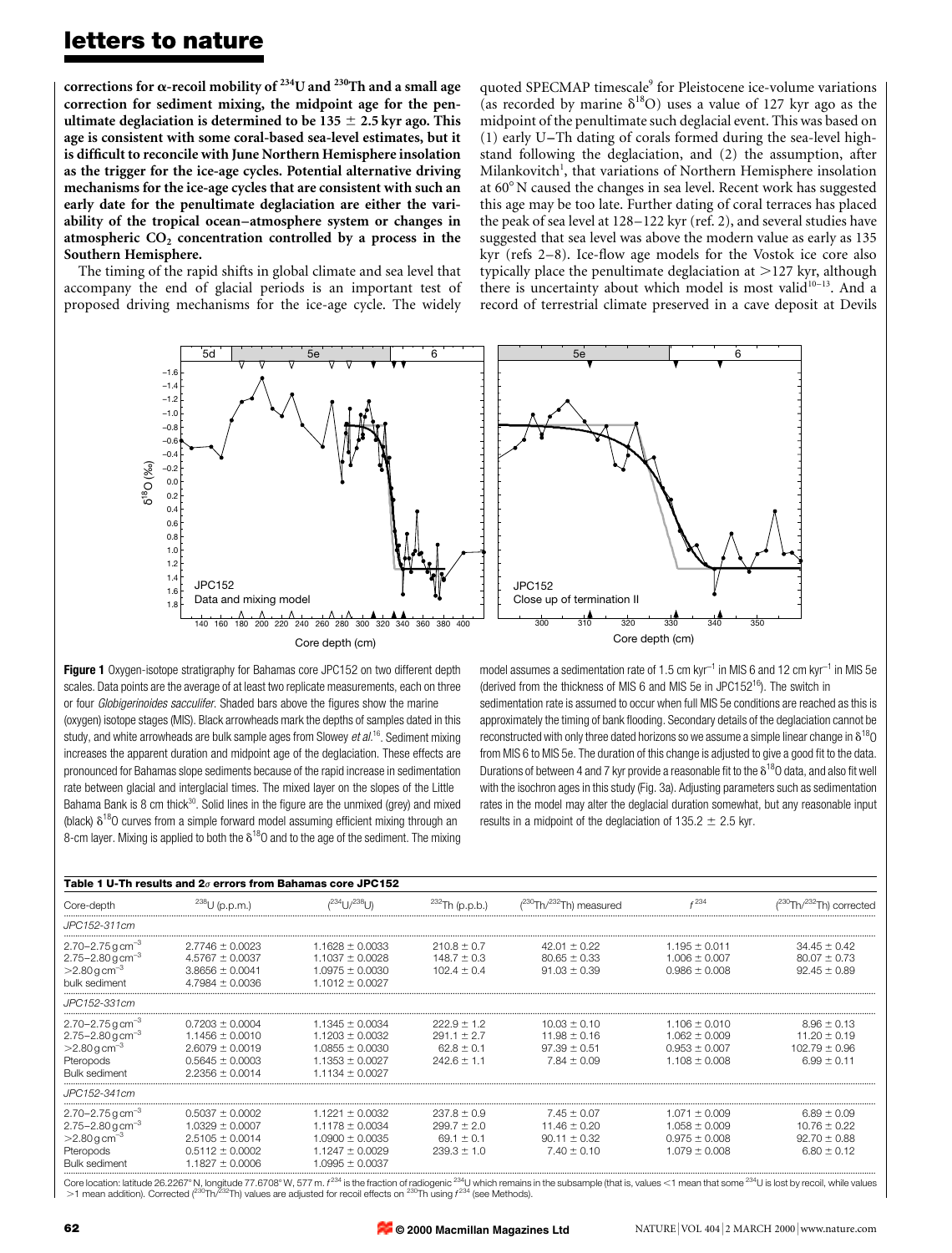**corrections for α-recoil mobility of $^{234}U$ and $^{230}Th$ and a small age correction for sediment mixing, the midpoint age for the penultimate deglaciation is determined to be 135 ± 2.5 kyr ago. This age is consistent with some coral-based sea-level estimates, but it is difficult to reconcile with June Northern Hemisphere insolation as the trigger for the ice-age cycles. Potential alternative driving mechanisms for the ice-age cycles that are consistent with such an early date for the penultimate deglaciation are either the variability of the tropical ocean–atmosphere system or changes in atmospheric $CO_2$ concentration controlled by a process in the Southern Hemisphere.**

The timing of the rapid shifts in global climate and sea level that accompany the end of glacial periods is an important test of proposed driving mechanisms for the ice-age cycle. The widely quoted SPECMAP timescale[9] for Pleistocene ice-volume variations (as recorded by marine $\delta^{18}O$) uses a value of 127 kyr ago as the midpoint of the penultimate such deglacial event. This was based on (1) early U–Th dating of corals formed during the sea-level highstand following the deglaciation, and (2) the assumption, after Milankovitch[1], that variations of Northern Hemisphere insolation at 60° N caused the changes in sea level. Recent work has suggested this age may be too late. Further dating of coral terraces has placed the peak of sea level at 128–122 kyr (ref. 2), and several studies have suggested that sea level was above the modern value as early as 135 kyr (refs 2–8). Ice-flow age models for the Vostok ice core also typically place the penultimate deglaciation at >127 kyr, although there is uncertainty about which model is most valid[10–13]. And a record of terrestrial climate preserved in a cave deposit at Devils

**Figure 1** Oxygen-isotope stratigraphy for Bahamas core JPC152 on two different depth scales. Data points are the average of at least two replicate measurements, each on three or four *Globigerinoides sacculifer*. Shaded bars above the figures show the marine (oxygen) isotope stages (MIS). Black arrowheads mark the depths of samples dated in this study, and white arrowheads are bulk sample ages from Slowey *et al.*[16]. Sediment mixing increases the apparent duration and midpoint age of the deglaciation. These effects are pronounced for Bahamas slope sediments because of the rapid increase in sedimentation rate between glacial and interglacial times. The mixed layer on the slopes of the Little Bahama Bank is 8 cm thick[30]. Solid lines in the figure are the unmixed (grey) and mixed (black) $\delta^{18}O$ curves from a simple forward model assuming efficient mixing through an 8-cm layer. Mixing is applied to both the $\delta^{18}O$ and to the age of the sediment. The mixing model assumes a sedimentation rate of 1.5 cm kyr$^{-1}$ in MIS 6 and 12 cm kyr$^{-1}$ in MIS 5e (derived from the thickness of MIS 6 and MIS 5e in JPC152[16]). The switch in sedimentation rate is assumed to occur when full MIS 5e conditions are reached as this is approximately the timing of bank flooding. Secondary details of the deglaciation cannot be reconstructed with only three dated horizons so we assume a simple linear change in $\delta^{18}O$ from MIS 6 to MIS 5e. The duration of this change is adjusted to give a good fit to the data. Durations of between 4 and 7 kyr provide a reasonable fit to the $\delta^{18}O$ data, and also fit well with the isochron ages in this study (Fig. 3a). Adjusting parameters such as sedimentation rates in the model may alter the deglacial duration somewhat, but any reasonable input results in a midpoint of the deglaciation of 135.2 ± 2.5 kyr.

**Table 1 U-Th results and 2σ errors from Bahamas core JPC152**

| Core-depth | $^{238}U$ (p.p.m.) | ($^{234}U/^{238}U$) | $^{232}Th$ (p.p.b.) | ($^{230}Th/^{232}Th$) measured | $f^{234}$ | ($^{230}Th/^{232}Th$) corrected |
|---|---|---|---|---|---|---|
| *JPC152-311cm* | | | | | | |
| 2.70–2.75 g cm$^{-3}$ | 2.7746 ± 0.0023 | 1.1628 ± 0.0033 | 210.8 ± 0.7 | 42.01 ± 0.22 | 1.195 ± 0.011 | 34.45 ± 0.42 |
| 2.75–2.80 g cm$^{-3}$ | 4.5767 ± 0.0037 | 1.1037 ± 0.0028 | 148.7 ± 0.3 | 80.65 ± 0.33 | 1.006 ± 0.007 | 80.07 ± 0.73 |
| >2.80 g cm$^{-3}$ | 3.8656 ± 0.0041 | 1.0975 ± 0.0030 | 102.4 ± 0.4 | 91.03 ± 0.39 | 0.986 ± 0.008 | 92.45 ± 0.89 |
| bulk sediment | 4.7984 ± 0.0036 | 1.1012 ± 0.0027 | | | | |
| *JPC152-331cm* | | | | | | |
| 2.70–2.75 g cm$^{-3}$ | 0.7203 ± 0.0004 | 1.1345 ± 0.0034 | 222.9 ± 1.2 | 10.03 ± 0.10 | 1.106 ± 0.010 | 8.96 ± 0.13 |
| 2.75–2.80 g cm$^{-3}$ | 1.1456 ± 0.0010 | 1.1203 ± 0.0032 | 291.1 ± 2.7 | 11.98 ± 0.16 | 1.062 ± 0.009 | 11.20 ± 0.19 |
| >2.80 g cm$^{-3}$ | 2.6079 ± 0.0019 | 1.0855 ± 0.0030 | 62.8 ± 0.1 | 97.39 ± 0.51 | 0.953 ± 0.007 | 102.79 ± 0.96 |
| Pteropods | 0.5645 ± 0.0003 | 1.1353 ± 0.0027 | 242.6 ± 1.1 | 7.84 ± 0.09 | 1.108 ± 0.008 | 6.99 ± 0.11 |
| Bulk sediment | 2.2356 ± 0.0014 | 1.1134 ± 0.0027 | | | | |
| *JPC152-341cm* | | | | | | |
| 2.70–2.75 g cm$^{-3}$ | 0.5037 ± 0.0002 | 1.1221 ± 0.0032 | 237.8 ± 0.9 | 7.45 ± 0.07 | 1.071 ± 0.009 | 6.89 ± 0.09 |
| 2.75–2.80 g cm$^{-3}$ | 1.0329 ± 0.0007 | 1.1178 ± 0.0034 | 299.7 ± 2.0 | 11.46 ± 0.20 | 1.058 ± 0.009 | 10.76 ± 0.22 |
| >2.80 g cm$^{-3}$ | 2.5105 ± 0.0014 | 1.0900 ± 0.0035 | 69.1 ± 0.1 | 90.11 ± 0.32 | 0.975 ± 0.008 | 92.70 ± 0.88 |
| Pteropods | 0.5112 ± 0.0002 | 1.1247 ± 0.0029 | 239.3 ± 1.0 | 7.40 ± 0.10 | 1.079 ± 0.008 | 6.80 ± 0.12 |
| Bulk sediment | 1.1827 ± 0.0006 | 1.0995 ± 0.0037 | | | | |

Core location: latitude 26.2267° N, longitude 77.6708° W, 577 m. $f^{234}$ is the fraction of radiogenic $^{234}U$ which remains in the subsample (that is, values <1 mean that some $^{234}U$ is lost by recoil, while values >1 mean addition). Corrected ($^{230}Th/^{232}Th$) values are adjusted for recoil effects on $^{230}Th$ using $f^{234}$ (see Methods).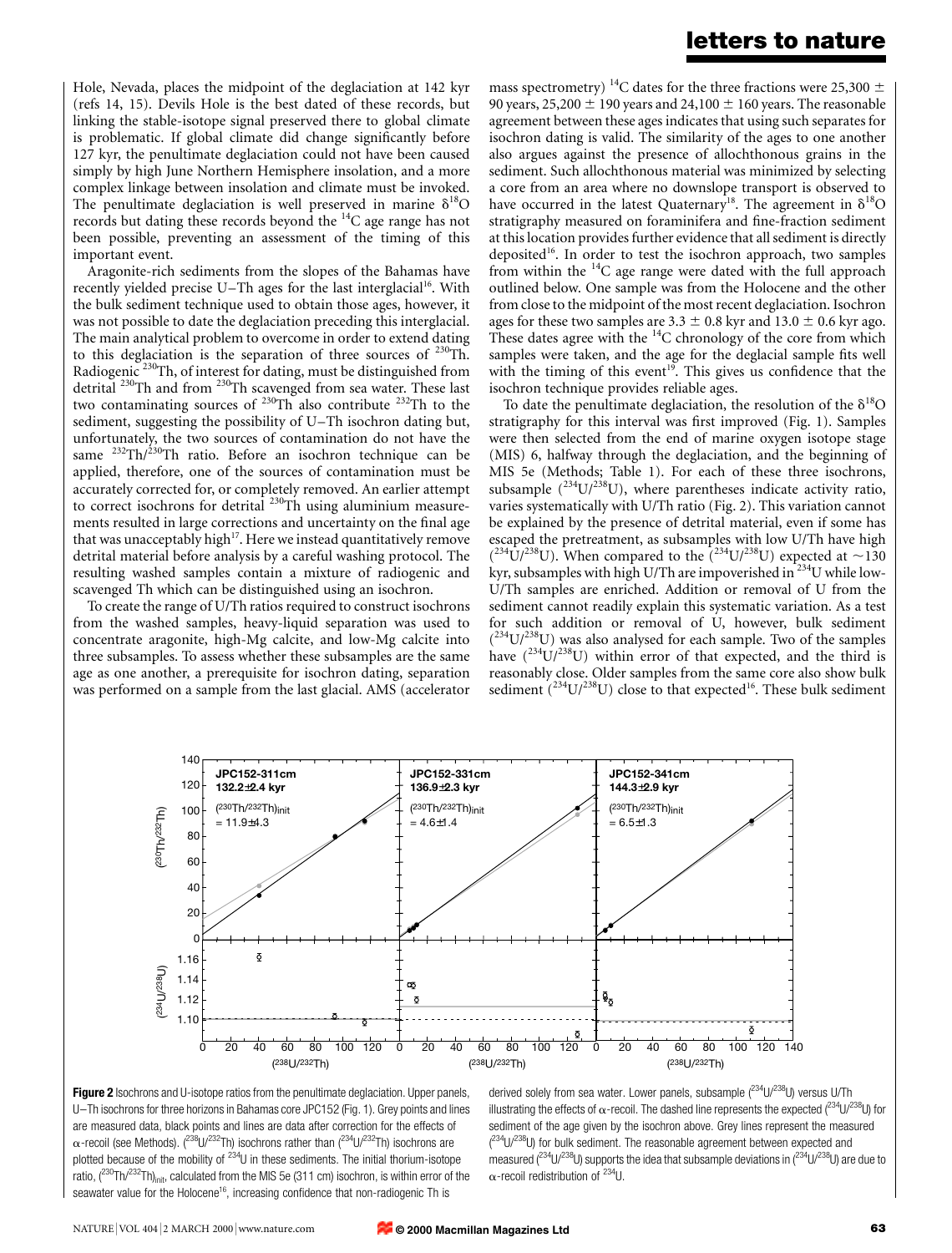Hole, Nevada, places the midpoint of the deglaciation at 142 kyr (refs 14, 15). Devils Hole is the best dated of these records, but linking the stable-isotope signal preserved there to global climate is problematic. If global climate did change significantly before 127 kyr, the penultimate deglaciation could not have been caused simply by high June Northern Hemisphere insolation, and a more complex linkage between insolation and climate must be invoked. The penultimate deglaciation is well preserved in marine $\delta^{18}O$ records but dating these records beyond the $^{14}C$ age range has not been possible, preventing an assessment of the timing of this important event.

Aragonite-rich sediments from the slopes of the Bahamas have recently yielded precise U–Th ages for the last interglacial[16]. With the bulk sediment technique used to obtain those ages, however, it was not possible to date the deglaciation preceding this interglacial. The main analytical problem to overcome in order to extend dating to this deglaciation is the separation of three sources of $^{230}Th$. Radiogenic $^{230}Th$, of interest for dating, must be distinguished from detrital $^{230}Th$ and from $^{230}Th$ scavenged from sea water. These last two contaminating sources of $^{230}Th$ also contribute $^{232}Th$ to the sediment, suggesting the possibility of U–Th isochron dating but, unfortunately, the two sources of contamination do not have the same $^{232}Th/^{230}Th$ ratio. Before an isochron technique can be applied, therefore, one of the sources of contamination must be accurately corrected for, or completely removed. An earlier attempt to correct isochrons for detrital $^{230}Th$ using aluminium measurements resulted in large corrections and uncertainty on the final age that was unacceptably high[17]. Here we instead quantitatively remove detrital material before analysis by a careful washing protocol. The resulting washed samples contain a mixture of radiogenic and scavenged Th which can be distinguished using an isochron.

To create the range of U/Th ratios required to construct isochrons from the washed samples, heavy-liquid separation was used to concentrate aragonite, high-Mg calcite, and low-Mg calcite into three subsamples. To assess whether these subsamples are the same age as one another, a prerequisite for isochron dating, separation was performed on a sample from the last glacial. AMS (accelerator mass spectrometry) $^{14}C$ dates for the three fractions were 25,300 ± 90 years, 25,200 ± 190 years and 24,100 ± 160 years. The reasonable agreement between these ages indicates that using such separates for isochron dating is valid. The similarity of the ages to one another also argues against the presence of allochthonous grains in the sediment. Such allochthonous material was minimized by selecting a core from an area where no downslope transport is observed to have occurred in the latest Quaternary[18]. The agreement in $\delta^{18}O$ stratigraphy measured on foraminifera and fine-fraction sediment at this location provides further evidence that all sediment is directly deposited[16]. In order to test the isochron approach, two samples from within the $^{14}C$ age range were dated with the full approach outlined below. One sample was from the Holocene and the other from close to the midpoint of the most recent deglaciation. Isochron ages for these two samples are 3.3 ± 0.8 kyr and 13.0 ± 0.6 kyr ago. These dates agree with the $^{14}C$ chronology of the core from which samples were taken, and the age for the deglacial sample fits well with the timing of this event[19]. This gives us confidence that the isochron technique provides reliable ages.

To date the penultimate deglaciation, the resolution of the $\delta^{18}O$ stratigraphy for this interval was first improved (Fig. 1). Samples were then selected from the end of marine oxygen isotope stage (MIS) 6, halfway through the deglaciation, and the beginning of MIS 5e (Methods; Table 1). For each of these three isochrons, subsample ($^{234}U/^{238}U$), where parentheses indicate activity ratio, varies systematically with U/Th ratio (Fig. 2). This variation cannot be explained by the presence of detrital material, even if some has escaped the pretreatment, as subsamples with low U/Th have high ($^{234}U/^{238}U$). When compared to the ($^{234}U/^{238}U$) expected at ~130 kyr, subsamples with high U/Th are impoverished in $^{234}U$ while low-U/Th samples are enriched. Addition or removal of U from the sediment cannot readily explain this systematic variation. As a test for such addition or removal of U, however, bulk sediment ($^{234}U/^{238}U$) was also analysed for each sample. Two of the samples have ($^{234}U/^{238}U$) within error of that expected, and the third is reasonably close. Older samples from the same core also show bulk sediment ($^{234}U/^{238}U$) close to that expected[16]. These bulk sediment

**Figure 2** Isochrons and U-isotope ratios from the penultimate deglaciation. Upper panels, U–Th isochrons for three horizons in Bahamas core JPC152 (Fig. 1). Grey points and lines are measured data, black points and lines are data after correction for the effects of α-recoil (see Methods). ($^{238}U/^{232}Th$) isochrons rather than ($^{234}U/^{232}Th$) isochrons are plotted because of the mobility of $^{234}U$ in these sediments. The initial thorium-isotope ratio, ($^{230}Th/^{232}Th$)$_{init}$, calculated from the MIS 5e (311 cm) isochron, is within error of the seawater value for the Holocene[16], increasing confidence that non-radiogenic Th is derived solely from sea water. Lower panels, subsample ($^{234}U/^{238}U$) versus U/Th illustrating the effects of α-recoil. The dashed line represents the expected ($^{234}U/^{238}U$) for sediment of the age given by the isochron above. Grey lines represent the measured ($^{234}U/^{238}U$) for bulk sediment. The reasonable agreement between expected and measured ($^{234}U/^{238}U$) supports the idea that subsample deviations in ($^{234}U/^{238}U$) are due to α-recoil redistribution of $^{234}U$.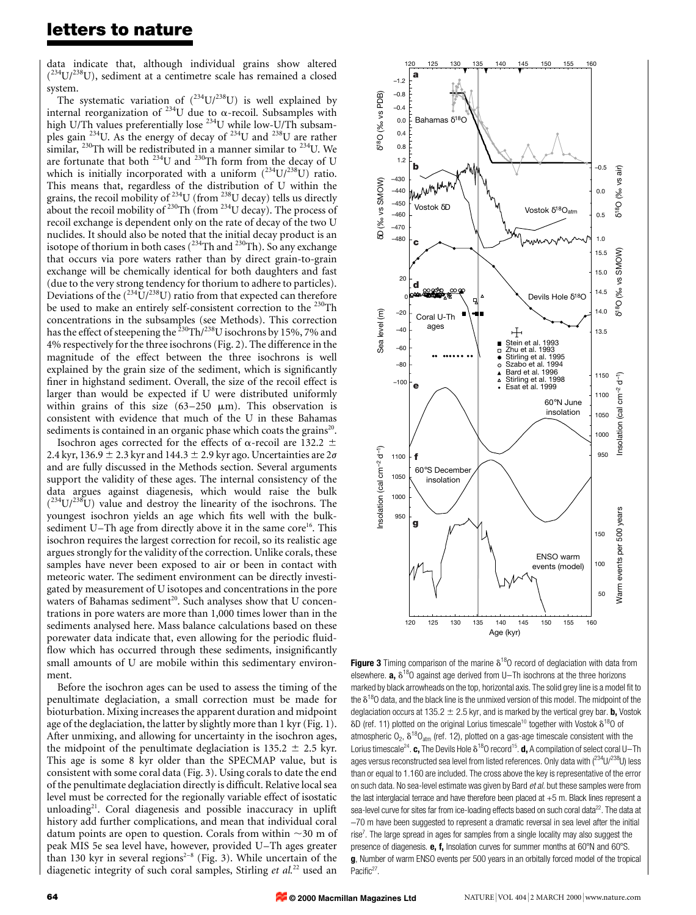data indicate that, although individual grains show altered ($^{234}U/^{238}U$), sediment at a centimetre scale has remained a closed system.

The systematic variation of ($^{234}U/^{238}U$) is well explained by internal reorganization of $^{234}U$ due to α-recoil. Subsamples with high U/Th values preferentially lose $^{234}U$ while low-U/Th subsamples gain $^{234}U$. As the energy of decay of $^{234}U$ and $^{238}U$ are rather similar, $^{230}Th$ will be redistributed in a manner similar to $^{234}U$. We are fortunate that both $^{234}U$ and $^{230}Th$ form from the decay of U which is initially incorporated with a uniform ($^{234}U/^{238}U$) ratio. This means that, regardless of the distribution of U within the grains, the recoil mobility of $^{234}U$ (from $^{238}U$ decay) tells us directly about the recoil mobility of $^{230}Th$ (from $^{234}U$ decay). The process of recoil exchange is dependent only on the rate of decay of the two U nuclides. It should also be noted that the initial decay product is an isotope of thorium in both cases ($^{234}Th$ and $^{230}Th$). So any exchange that occurs via pore waters rather than by direct grain-to-grain exchange will be chemically identical for both daughters and fast (due to the very strong tendency for thorium to adhere to particles). Deviations of the ($^{234}U/^{238}U$) ratio from that expected can therefore be used to make an entirely self-consistent correction to the $^{230}Th$ concentrations in the subsamples (see Methods). This correction has the effect of steepening the $^{230}Th/^{238}U$ isochrons by 15%, 7% and 4% respectively for the three isochrons (Fig. 2). The difference in the magnitude of the effect between the three isochrons is well explained by the grain size of the sediment, which is significantly finer in highstand sediment. Overall, the size of the recoil effect is larger than would be expected if U were distributed uniformly within grains of this size (63–250 μm). This observation is consistent with evidence that much of the U in these Bahamas sediments is contained in an organic phase which coats the grains[20].

Isochron ages corrected for the effects of α-recoil are 132.2 ± 2.4 kyr, 136.9 ± 2.3 kyr and 144.3 ± 2.9 kyr ago. Uncertainties are 2σ and are fully discussed in the Methods section. Several arguments support the validity of these ages. The internal consistency of the data argues against diagenesis, which would raise the bulk ($^{234}U/^{238}U$) value and destroy the linearity of the isochrons. The youngest isochron yields an age which fits well with the bulk-sediment U–Th age from directly above it in the same core[16]. This isochron requires the largest correction for recoil, so its realistic age argues strongly for the validity of the correction. Unlike corals, these samples have never been exposed to air or been in contact with meteoric water. The sediment environment can be directly investigated by measurement of U isotopes and concentrations in the pore waters of Bahamas sediment[20]. Such analyses show that U concentrations in pore waters are more than 1,000 times lower than in the sediments analysed here. Mass balance calculations based on these porewater data indicate that, even allowing for the periodic fluid-flow which has occurred through these sediments, insignificantly small amounts of U are mobile within this sedimentary environment.

Before the isochron ages can be used to assess the timing of the penultimate deglaciation, a small correction must be made for bioturbation. Mixing increases the apparent duration and midpoint age of the deglaciation, the latter by slightly more than 1 kyr (Fig. 1). After unmixing, and allowing for uncertainty in the isochron ages, the midpoint of the penultimate deglaciation is 135.2 ± 2.5 kyr. This age is some 8 kyr older than the SPECMAP value, but is consistent with some coral data (Fig. 3). Using corals to date the end of the penultimate deglaciation directly is difficult. Relative local sea level must be corrected for the regionally variable effect of isostatic unloading[21]. Coral diagenesis and possible inaccuracy in uplift history add further complications, and mean that individual coral datum points are open to question. Corals from within ~30 m of peak MIS 5e sea level have, however, provided U–Th ages greater than 130 kyr in several regions[2–8] (Fig. 3). While uncertain of the diagenetic integrity of such coral samples, Stirling *et al.*[22] used an

**Figure 3** Timing comparison of the marine $\delta^{18}O$ record of deglaciation with data from elsewhere. **a,** $\delta^{18}O$ against age derived from U–Th isochrons at the three horizons marked by black arrowheads on the top, horizontal axis. The solid grey line is a model fit to the $\delta^{18}O$ data, and the black line is the unmixed version of this model. The midpoint of the deglaciation occurs at 135.2 ± 2.5 kyr, and is marked by the vertical grey bar. **b,** Vostok δD (ref. 11) plotted on the original Lorius timescale[10] together with Vostok $\delta^{18}O$ of atmospheric $O_2$, $\delta^{18}O_{atm}$ (ref. 12), plotted on a gas-age timescale consistent with the Lorius timescale[24]. **c,** The Devils Hole $\delta^{18}O$ record[15]. **d,** A compilation of select coral U–Th ages versus reconstructed sea level from listed references. Only data with ($^{234}U/^{238}U$) less than or equal to 1.160 are included. The cross above the key is representative of the error on such data. No sea-level estimate was given by Bard *et al.* but these samples were from the last interglacial terrace and have therefore been placed at +5 m. Black lines represent a sea-level curve for sites far from ice-loading effects based on such coral data[22]. The data at −70 m have been suggested to represent a dramatic reversal in sea level after the initial rise[7]. The large spread in ages for samples from a single locality may also suggest the presence of diagenesis. **e, f,** Insolation curves for summer months at 60°N and 60°S. **g**, Number of warm ENSO events per 500 years in an orbitally forced model of the tropical Pacific[27].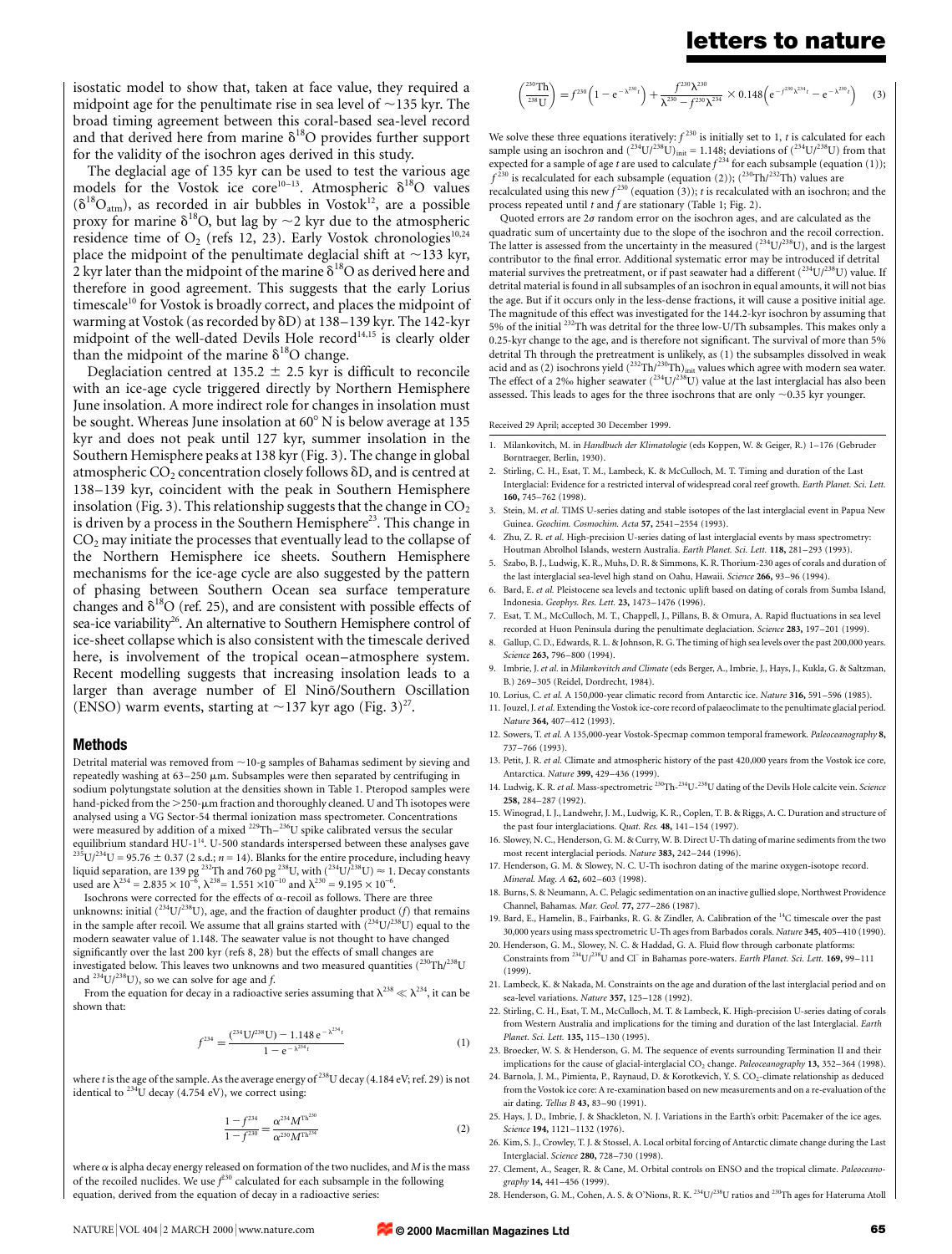isostatic model to show that, taken at face value, they required a midpoint age for the penultimate rise in sea level of ~135 kyr. The broad timing agreement between this coral-based sea-level record and that derived here from marine $\delta^{18}O$ provides further support for the validity of the isochron ages derived in this study.

The deglacial age of 135 kyr can be used to test the various age models for the Vostok ice core[10–13]. Atmospheric $\delta^{18}O$ values ($\delta^{18}O_{atm}$), as recorded in air bubbles in Vostok[12], are a possible proxy for marine $\delta^{18}O$, but lag by ~2 kyr due to the atmospheric residence time of $O_2$ (refs 12, 23). Early Vostok chronologies[10,24] place the midpoint of the penultimate deglacial shift at ~133 kyr, 2 kyr later than the midpoint of the marine $\delta^{18}O$ as derived here and therefore in good agreement. This suggests that the early Lorius timescale[10] for Vostok is broadly correct, and places the midpoint of warming at Vostok (as recorded by $\delta D$) at 138–139 kyr. The 142-kyr midpoint of the well-dated Devils Hole record[14,15] is clearly older than the midpoint of the marine $\delta^{18}O$ change.

Deglaciation centred at 135.2 ± 2.5 kyr is difficult to reconcile with an ice-age cycle triggered directly by Northern Hemisphere June insolation. A more indirect role for changes in insolation must be sought. Whereas June insolation at 60° N is below average at 135 kyr and does not peak until 127 kyr, summer insolation in the Southern Hemisphere peaks at 138 kyr (Fig. 3). The change in global atmospheric $CO_2$ concentration closely follows $\delta D$, and is centred at 138–139 kyr, coincident with the peak in Southern Hemisphere insolation (Fig. 3). This relationship suggests that the change in $CO_2$ is driven by a process in the Southern Hemisphere[23]. This change in $CO_2$ may initiate the processes that eventually lead to the collapse of the Northern Hemisphere ice sheets. Southern Hemisphere mechanisms for the ice-age cycle are also suggested by the pattern of phasing between Southern Ocean sea surface temperature changes and $\delta^{18}O$ (ref. 25), and are consistent with possible effects of sea-ice variability[26]. An alternative to Southern Hemisphere control of ice-sheet collapse which is also consistent with the timescale derived here, is involvement of the tropical ocean–atmosphere system. Recent modelling suggests that increasing insolation leads to a larger than average number of El Niño/Southern Oscillation (ENSO) warm events, starting at ~137 kyr ago (Fig. 3)[27].

## Methods

Detrital material was removed from ~10-g samples of Bahamas sediment by sieving and repeatedly washing at 63–250 μm. Subsamples were then separated by centrifuging in sodium polytungstate solution at the densities shown in Table 1. Pteropod samples were hand-picked from the >250-μm fraction and thoroughly cleaned. U and Th isotopes were analysed using a VG Sector-54 thermal ionization mass spectrometer. Concentrations were measured by addition of a mixed $^{229}Th$–$^{236}U$ spike calibrated versus the secular equilibrium standard HU-1[14]. U-500 standards interspersed between these analyses gave $^{235}U/^{234}U = 95.76 \pm 0.37$ (2 s.d.; $n = 14$). Blanks for the entire procedure, including heavy liquid separation, are 139 pg $^{232}Th$ and 760 pg $^{238}U$, with $(^{234}U/^{238}U) \approx 1$. Decay constants used are $\lambda^{234} = 2.835 \times 10^{-6}$, $\lambda^{238} = 1.551 \times 10^{-10}$ and $\lambda^{230} = 9.195 \times 10^{-6}$.

Isochrons were corrected for the effects of α-recoil as follows. There are three unknowns: initial $(^{234}U/^{238}U)$, age, and the fraction of daughter product ($f$) that remains in the sample after recoil. We assume that all grains started with $(^{234}U/^{238}U)$ equal to the modern seawater value of 1.148. The seawater value is not thought to have changed significantly over the last 200 kyr (refs 8, 28) but the effects of small changes are investigated below. This leaves two unknowns and two measured quantities ($^{230}Th/^{238}U$ and $^{234}U/^{238}U$), so we can solve for age and $f$.

From the equation for decay in a radioactive series assuming that $\lambda^{238} \ll \lambda^{234}$, it can be shown that:

$$f^{234} = \frac{(^{234}U/^{238}U) - 1.148\,e^{-\lambda^{234}t}}{1 - e^{-\lambda^{234}t}} \quad (1)$$

where $t$ is the age of the sample. As the average energy of $^{238}U$ decay (4.184 eV; ref. 29) is not identical to $^{234}U$ decay (4.754 eV), we correct using:

$$\frac{1 - f^{234}}{1 - f^{230}} = \frac{\alpha^{234} M^{Th^{230}}}{\alpha^{230} M^{Th^{234}}} \quad (2)$$

where $\alpha$ is alpha decay energy released on formation of the two nuclides, and $M$ is the mass of the recoiled nuclides. We use $f^{230}$ calculated for each subsample in the following equation, derived from the equation of decay in a radioactive series:

$$\left(\frac{^{230}Th}{^{238}U}\right) = f^{230}\left(1 - e^{-\lambda^{230}t}\right) + \frac{f^{230}\lambda^{230}}{\lambda^{230} - f^{230}\lambda^{234}} \times 0.148\left(e^{-f^{230}\lambda^{234}t} - e^{-\lambda^{230}t}\right) \quad (3)$$

We solve these three equations iteratively: $f^{230}$ is initially set to 1, $t$ is calculated for each sample using an isochron and $(^{234}U/^{238}U)_{init} = 1.148$; deviations of $(^{234}U/^{238}U)$ from that expected for a sample of age $t$ are used to calculate $f^{234}$ for each subsample (equation (1)); $f^{230}$ is recalculated for each subsample (equation (2)); $(^{230}Th/^{232}Th)$ values are recalculated using this new $f^{230}$ (equation (3)); $t$ is recalculated with an isochron; and the process repeated until $t$ and $f$ are stationary (Table 1; Fig. 2).

Quoted errors are 2σ random error on the isochron ages, and are calculated as the quadratic sum of uncertainty due to the slope of the isochron and the recoil correction. The latter is assessed from the uncertainty in the measured $(^{234}U/^{238}U)$, and is the largest contributor to the final error. Additional systematic error may be introduced if detrital material survives the pretreatment, or if past seawater had a different $(^{234}U/^{238}U)$ value. If detrital material is found in all subsamples of an isochron in equal amounts, it will not bias the age. But if it occurs only in the less-dense fractions, it will cause a positive initial age. The magnitude of this effect was investigated for the 144.2-kyr isochron by assuming that 5% of the initial $^{232}Th$ was detrital for the three low-U/Th subsamples. This makes only a 0.25-kyr change to the age, and is therefore not significant. The survival of more than 5% detrital Th through the pretreatment is unlikely, as (1) the subsamples dissolved in weak acid and as (2) isochrons yield $(^{232}Th/^{230}Th)_{init}$ values which agree with modern sea water. The effect of a 2‰ higher seawater $(^{234}U/^{238}U)$ value at the last interglacial has also been assessed. This leads to ages for the three isochrons that are only ~0.35 kyr younger.

Received 29 April; accepted 30 December 1999.

1. Milankovitch, M. in *Handbuch der Klimatologie* (eds Koppen, W. & Geiger, R.) 1–176 (Gebruder Borntraeger, Berlin, 1930).
2. Stirling, C. H., Esat, T. M., Lambeck, K. & McCulloch, M. T. Timing and duration of the Last Interglacial: Evidence for a restricted interval of widespread coral reef growth. *Earth Planet. Sci. Lett.* **160,** 745–762 (1998).
3. Stein, M. *et al.* TIMS U-series dating and stable isotopes of the last interglacial event in Papua New Guinea. *Geochim. Cosmochim. Acta* **57,** 2541–2554 (1993).
4. Zhu, Z. R. *et al.* High-precision U-series dating of last interglacial events by mass spectrometry: Houtman Abrolhol Islands, western Australia. *Earth Planet. Sci. Lett.* **118,** 281–293 (1993).
5. Szabo, B. J., Ludwig, K. R., Muhs, D. R. & Simmons, K. R. Thorium-230 ages of corals and duration of the last interglacial sea-level high stand on Oahu, Hawaii. *Science* **266,** 93–96 (1994).
6. Bard, E. *et al.* Pleistocene sea levels and tectonic uplift based on dating of corals from Sumba Island, Indonesia. *Geophys. Res. Lett.* **23,** 1473–1476 (1996).
7. Esat, T. M., McCulloch, M. T., Chappell, J., Pillans, B. & Omura, A. Rapid fluctuations in sea level recorded at Huon Peninsula during the penultimate deglaciation. *Science* **283,** 197–201 (1999).
8. Gallup, C. D., Edwards, R. L. & Johnson, R. G. The timing of high sea levels over the past 200,000 years. *Science* **263,** 796–800 (1994).
9. Imbrie, J. *et al.* in *Milankovitch and Climate* (eds Berger, A., Imbrie, J., Hays, J., Kukla, G. & Saltzman, B.) 269–305 (Reidel, Dordrecht, 1984).
10. Lorius, C. *et al.* A 150,000-year climatic record from Antarctic ice. *Nature* **316,** 591–596 (1985).
11. Jouzel, J. *et al.* Extending the Vostok ice-core record of palaeoclimate to the penultimate glacial period. *Nature* **364,** 407–412 (1993).
12. Sowers, T. *et al.* A 135,000-year Vostok-Specmap common temporal framework. *Paleoceanography* **8,** 737–766 (1993).
13. Petit, J. R. *et al.* Climate and atmospheric history of the past 420,000 years from the Vostok ice core, Antarctica. *Nature* **399,** 429–436 (1999).
14. Ludwig, K. R. *et al.* Mass-spectrometric $^{230}Th$-$^{234}U$-$^{238}U$ dating of the Devils Hole calcite vein. *Science* **258,** 284–287 (1992).
15. Winograd, I. J., Landwehr, J. M., Ludwig, K. R., Coplen, T. B. & Riggs, A. C. Duration and structure of the past four interglaciations. *Quat. Res.* **48,** 141–154 (1997).
16. Slowey, N. C., Henderson, G. M. & Curry, W. B. Direct U-Th dating of marine sediments from the two most recent interglacial periods. *Nature* **383,** 242–244 (1996).
17. Henderson, G. M. & Slowey, N. C. U-Th isochron dating of the marine oxygen-isotope record. *Mineral. Mag. A* **62,** 602–603 (1998).
18. Burns, S. & Neumann, A. C. Pelagic sedimentation on an inactive gullied slope, Northwest Providence Channel, Bahamas. *Mar. Geol.* **77,** 277–286 (1987).
19. Bard, E., Hamelin, B., Fairbanks, R. G. & Zindler, A. Calibration of the $^{14}C$ timescale over the past 30,000 years using mass spectrometric U-Th ages from Barbados corals. *Nature* **345,** 405–410 (1990).
20. Henderson, G. M., Slowey, N. C. & Haddad, G. A. Fluid flow through carbonate platforms: Constraints from $^{234}U/^{238}U$ and $Cl^-$ in Bahamas pore-waters. *Earth Planet. Sci. Lett.* **169,** 99–111 (1999).
21. Lambeck, K. & Nakada, M. Constraints on the age and duration of the last interglacial period and on sea-level variations. *Nature* **357,** 125–128 (1992).
22. Stirling, C. H., Esat, T. M., McCulloch, M. T. & Lambeck, K. High-precision U-series dating of corals from Western Australia and implications for the timing and duration of the last Interglacial. *Earth Planet. Sci. Lett.* **135,** 115–130 (1995).
23. Broecker, W. S. & Henderson, G. M. The sequence of events surrounding Termination II and their implications for the cause of glacial-interglacial $CO_2$ change. *Paleoceanography* **13,** 352–364 (1998).
24. Barnola, J. M., Pimienta, P., Raynaud, D. & Korotkevich, Y. S. $CO_2$-climate relationship as deduced from the Vostok ice core: A re-examination based on new measurements and on a re-evaluation of the air dating. *Tellus B* **43,** 83–90 (1991).
25. Hays, J. D., Imbrie, J. & Shackleton, N. J. Variations in the Earth's orbit: Pacemaker of the ice ages. *Science* **194,** 1121–1132 (1976).
26. Kim, S. J., Crowley, T. J. & Stossel, A. Local orbital forcing of Antarctic climate change during the Last Interglacial. *Science* **280,** 728–730 (1998).
27. Clement, A., Seager, R. & Cane, M. Orbital controls on ENSO and the tropical climate. *Paleoceanography* **14,** 441–456 (1999).
28. Henderson, G. M., Cohen, A. S. & O'Nions, R. K. $^{234}U/^{238}U$ ratios and $^{230}Th$ ages for Hateruma Atoll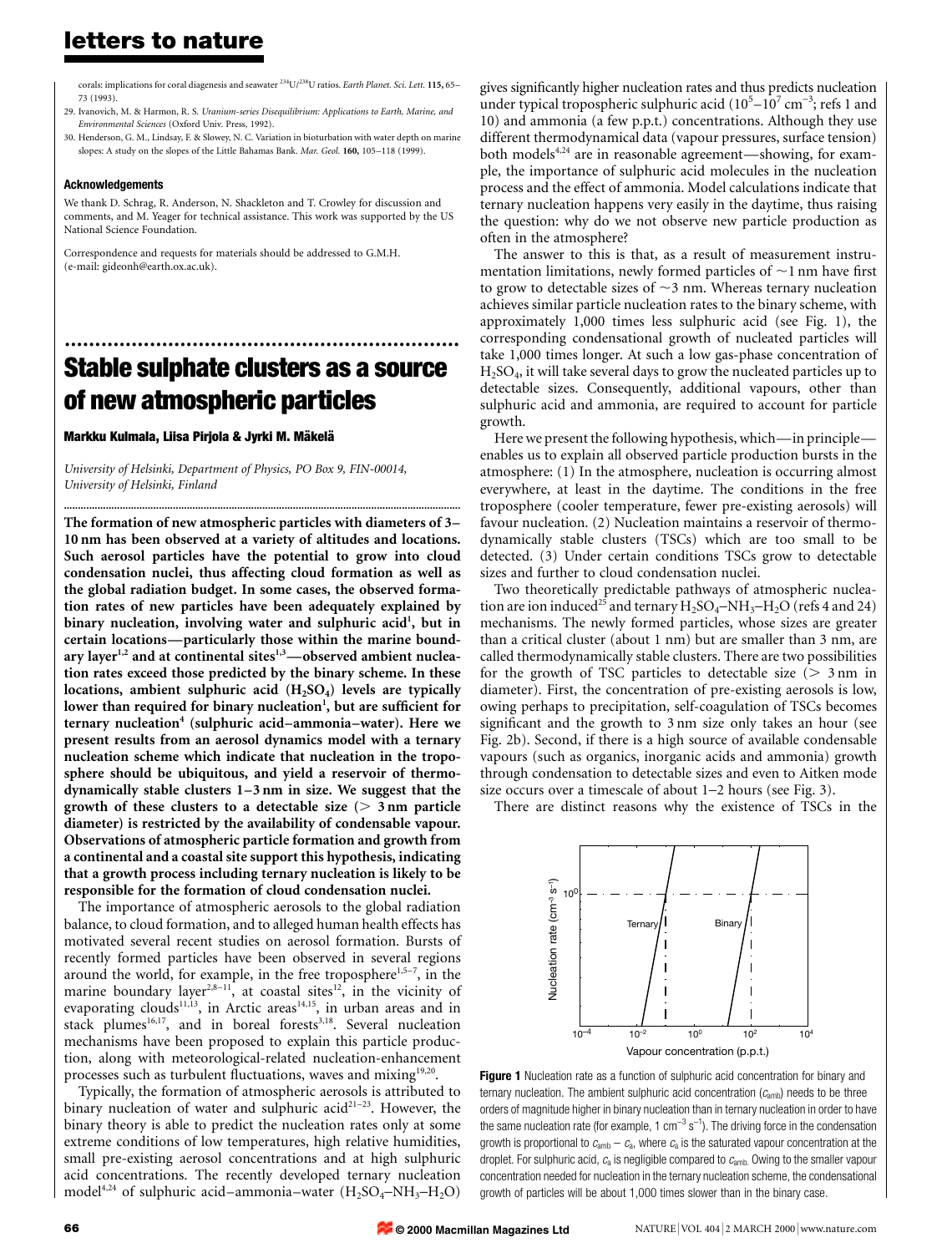corals: implications for coral diagenesis and seawater $^{234}U/^{238}U$ ratios. *Earth Planet. Sci. Lett.* **115,** 65–73 (1993).

29. Ivanovich, M. & Harmon, R. S. *Uranium-series Disequilibrium: Applications to Earth, Marine, and Environmental Sciences* (Oxford Univ. Press, 1992).
30. Henderson, G. M., Lindsay, F. & Slowey, N. C. Variation in bioturbation with water depth on marine slopes: A study on the slopes of the Little Bahamas Bank. *Mar. Geol.* **160,** 105–118 (1999).

#### Acknowledgements

We thank D. Schrag, R. Anderson, N. Shackleton and T. Crowley for discussion and comments, and M. Yeager for technical assistance. This work was supported by the US National Science Foundation.

Correspondence and requests for materials should be addressed to G.M.H. (e-mail: gideonh@earth.ox.ac.uk).

# Stable sulphate clusters as a source of new atmospheric particles

**Markku Kulmala, Liisa Pirjola & Jyrki M. Mäkelä**

*University of Helsinki, Department of Physics, PO Box 9, FIN-00014, University of Helsinki, Finland*

**The formation of new atmospheric particles with diameters of 3–10 nm has been observed at a variety of altitudes and locations. Such aerosol particles have the potential to grow into cloud condensation nuclei, thus affecting cloud formation as well as the global radiation budget. In some cases, the observed formation rates of new particles have been adequately explained by binary nucleation, involving water and sulphuric acid[1], but in certain locations—particularly those within the marine boundary layer[1,2] and at continental sites[1,3]—observed ambient nucleation rates exceed those predicted by the binary scheme. In these locations, ambient sulphuric acid ($H_2SO_4$) levels are typically lower than required for binary nucleation[1], but are sufficient for ternary nucleation[4] (sulphuric acid–ammonia–water). Here we present results from an aerosol dynamics model with a ternary nucleation scheme which indicate that nucleation in the troposphere should be ubiquitous, and yield a reservoir of thermodynamically stable clusters 1–3 nm in size. We suggest that the growth of these clusters to a detectable size (> 3 nm particle diameter) is restricted by the availability of condensable vapour. Observations of atmospheric particle formation and growth from a continental and a coastal site support this hypothesis, indicating that a growth process including ternary nucleation is likely to be responsible for the formation of cloud condensation nuclei.**

The importance of atmospheric aerosols to the global radiation balance, to cloud formation, and to alleged human health effects has motivated several recent studies on aerosol formation. Bursts of recently formed particles have been observed in several regions around the world, for example, in the free troposphere[1,5–7], in the marine boundary layer[2,8–11], at coastal sites[12], in the vicinity of evaporating clouds[11,13], in Arctic areas[14,15], in urban areas and in stack plumes[16,17], and in boreal forests[3,18]. Several nucleation mechanisms have been proposed to explain this particle production, along with meteorological-related nucleation-enhancement processes such as turbulent fluctuations, waves and mixing[19,20].

Typically, the formation of atmospheric aerosols is attributed to binary nucleation of water and sulphuric acid[21–23]. However, the binary theory is able to predict the nucleation rates only at some extreme conditions of low temperatures, high relative humidities, small pre-existing aerosol concentrations and at high sulphuric acid concentrations. The recently developed ternary nucleation model[4,24] of sulphuric acid–ammonia–water ($H_2SO_4$–$NH_3$–$H_2O$) gives significantly higher nucleation rates and thus predicts nucleation under typical tropospheric sulphuric acid ($10^5$–$10^7$ cm$^{-3}$; refs 1 and 10) and ammonia (a few p.p.t.) concentrations. Although they use different thermodynamical data (vapour pressures, surface tension) both models[4,24] are in reasonable agreement—showing, for example, the importance of sulphuric acid molecules in the nucleation process and the effect of ammonia. Model calculations indicate that ternary nucleation happens very easily in the daytime, thus raising the question: why do we not observe new particle production as often in the atmosphere?

The answer to this is that, as a result of measurement instrumentation limitations, newly formed particles of ~1 nm have first to grow to detectable sizes of ~3 nm. Whereas ternary nucleation achieves similar particle nucleation rates to the binary scheme, with approximately 1,000 times less sulphuric acid (see Fig. 1), the corresponding condensational growth of nucleated particles will take 1,000 times longer. At such a low gas-phase concentration of $H_2SO_4$, it will take several days to grow the nucleated particles up to detectable sizes. Consequently, additional vapours, other than sulphuric acid and ammonia, are required to account for particle growth.

Here we present the following hypothesis, which—in principle—enables us to explain all observed particle production bursts in the atmosphere: (1) In the atmosphere, nucleation is occurring almost everywhere, at least in the daytime. The conditions in the free troposphere (cooler temperature, fewer pre-existing aerosols) will favour nucleation. (2) Nucleation maintains a reservoir of thermodynamically stable clusters (TSCs) which are too small to be detected. (3) Under certain conditions TSCs grow to detectable sizes and further to cloud condensation nuclei.

Two theoretically predictable pathways of atmospheric nucleation are ion induced[25] and ternary $H_2SO_4$–$NH_3$–$H_2O$ (refs 4 and 24) mechanisms. The newly formed particles, whose sizes are greater than a critical cluster (about 1 nm) but are smaller than 3 nm, are called thermodynamically stable clusters. There are two possibilities for the growth of TSC particles to detectable size (> 3 nm in diameter). First, the concentration of pre-existing aerosols is low, owing perhaps to precipitation, self-coagulation of TSCs becomes significant and the growth to 3 nm size only takes an hour (see Fig. 2b). Second, if there is a high source of available condensable vapours (such as organics, inorganic acids and ammonia) growth through condensation to detectable sizes and even to Aitken mode size occurs over a timescale of about 1–2 hours (see Fig. 3).

There are distinct reasons why the existence of TSCs in the

Nucleation rate (cm$^{-3}$ s$^{-1}$)
$10^0$
Ternary
Binary
$10^{-4}$ $10^{-2}$ $10^0$ $10^2$ $10^4$
Vapour concentration (p.p.t.)

**Figure 1** Nucleation rate as a function of sulphuric acid concentration for binary and ternary nucleation. The ambient sulphuric acid concentration ($c_{amb}$) needs to be three orders of magnitude higher in binary nucleation than in ternary nucleation in order to have the same nucleation rate (for example, 1 cm$^{-3}$ s$^{-1}$). The driving force in the condensation growth is proportional to $c_{amb} - c_a$, where $c_a$ is the saturated vapour concentration at the droplet. For sulphuric acid, $c_a$ is negligible compared to $c_{amb}$. Owing to the smaller vapour concentration needed for nucleation in the ternary nucleation scheme, the condensational growth of particles will be about 1,000 times slower than in the binary case.